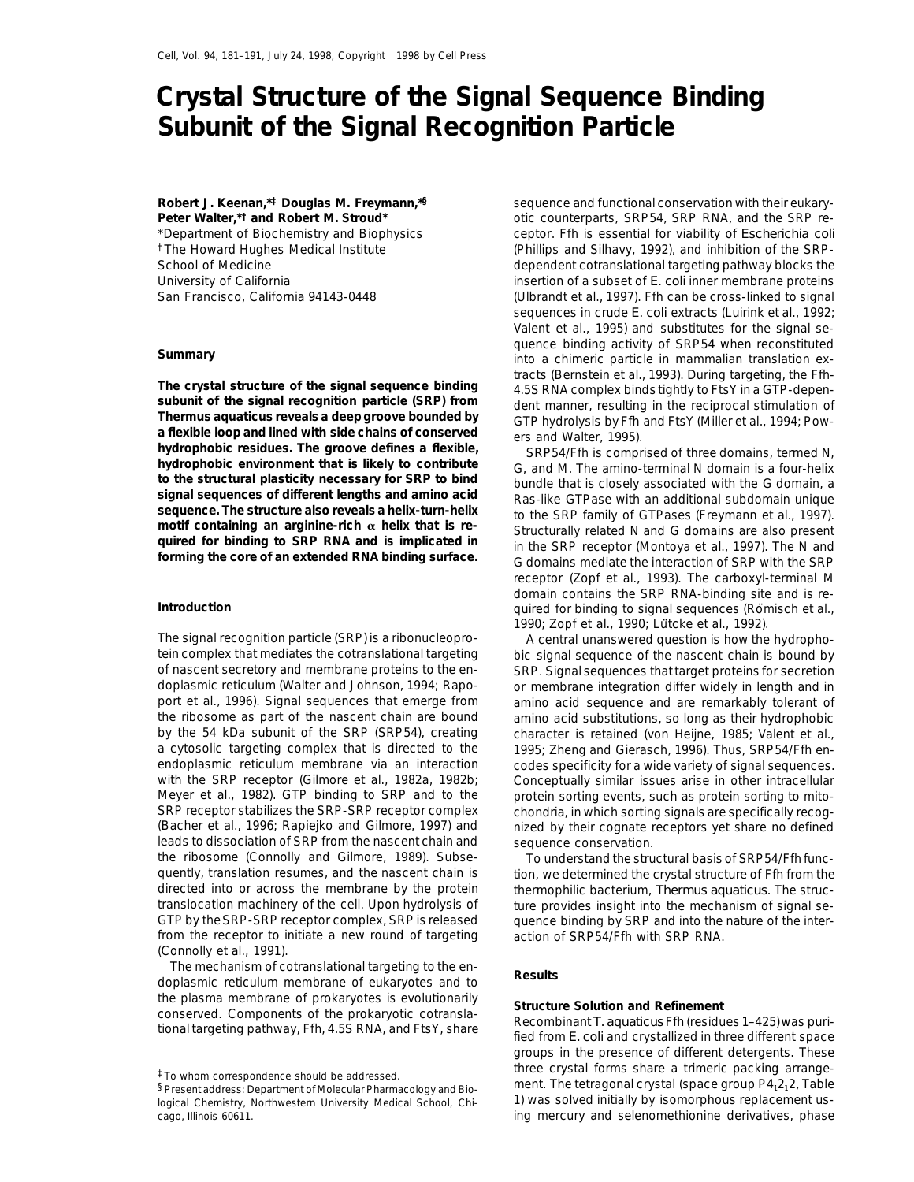# Crystal Structure of the Signal Sequence Binding Subunit of the Signal Recognition Particle

**Robert J. Keenan,*[‡] Douglas M. Freymann,*[§] Peter Walter,*[†] and Robert M. Stroud***

*Department of Biochemistry and Biophysics
[†]The Howard Hughes Medical Institute
School of Medicine
University of California
San Francisco, California 94143-0448

## Summary

**The crystal structure of the signal sequence binding subunit of the signal recognition particle (SRP) from *Thermus aquaticus* reveals a deep groove bounded by a flexible loop and lined with side chains of conserved hydrophobic residues. The groove defines a flexible, hydrophobic environment that is likely to contribute to the structural plasticity necessary for SRP to bind signal sequences of different lengths and amino acid sequence. The structure also reveals a helix-turn-helix motif containing an arginine-rich α helix that is required for binding to SRP RNA and is implicated in forming the core of an extended RNA binding surface.**

## Introduction

The signal recognition particle (SRP) is a ribonucleoprotein complex that mediates the cotranslational targeting of nascent secretory and membrane proteins to the endoplasmic reticulum (Walter and Johnson, 1994; Rapoport et al., 1996). Signal sequences that emerge from the ribosome as part of the nascent chain are bound by the 54 kDa subunit of the SRP (SRP54), creating a cytosolic targeting complex that is directed to the endoplasmic reticulum membrane via an interaction with the SRP receptor (Gilmore et al., 1982a, 1982b; Meyer et al., 1982). GTP binding to SRP and to the SRP receptor stabilizes the SRP-SRP receptor complex (Bacher et al., 1996; Rapiejko and Gilmore, 1997) and leads to dissociation of SRP from the nascent chain and the ribosome (Connolly and Gilmore, 1989). Subsequently, translation resumes, and the nascent chain is directed into or across the membrane by the protein translocation machinery of the cell. Upon hydrolysis of GTP by the SRP-SRP receptor complex, SRP is released from the receptor to initiate a new round of targeting (Connolly et al., 1991).

The mechanism of cotranslational targeting to the endoplasmic reticulum membrane of eukaryotes and to the plasma membrane of prokaryotes is evolutionarily conserved. Components of the prokaryotic cotranslational targeting pathway, Ffh, 4.5S RNA, and FtsY, share sequence and functional conservation with their eukaryotic counterparts, SRP54, SRP RNA, and the SRP receptor. Ffh is essential for viability of *Escherichia coli* (Phillips and Silhavy, 1992), and inhibition of the SRP-dependent cotranslational targeting pathway blocks the insertion of a subset of *E. coli* inner membrane proteins (Ulbrandt et al., 1997). Ffh can be cross-linked to signal sequences in crude *E. coli* extracts (Luirink et al., 1992; Valent et al., 1995) and substitutes for the signal sequence binding activity of SRP54 when reconstituted into a chimeric particle in mammalian translation extracts (Bernstein et al., 1993). During targeting, the Ffh-4.5S RNA complex binds tightly to FtsY in a GTP-dependent manner, resulting in the reciprocal stimulation of GTP hydrolysis by Ffh and FtsY (Miller et al., 1994; Powers and Walter, 1995).

SRP54/Ffh is comprised of three domains, termed N, G, and M. The amino-terminal N domain is a four-helix bundle that is closely associated with the G domain, a Ras-like GTPase with an additional subdomain unique to the SRP family of GTPases (Freymann et al., 1997). Structurally related N and G domains are also present in the SRP receptor (Montoya et al., 1997). The N and G domains mediate the interaction of SRP with the SRP receptor (Zopf et al., 1993). The carboxyl-terminal M domain contains the SRP RNA-binding site and is required for binding to signal sequences (Römisch et al., 1990; Zopf et al., 1990; Lütcke et al., 1992).

A central unanswered question is how the hydrophobic signal sequence of the nascent chain is bound by SRP. Signal sequences that target proteins for secretion or membrane integration differ widely in length and in amino acid sequence and are remarkably tolerant of amino acid substitutions, so long as their hydrophobic character is retained (von Heijne, 1985; Valent et al., 1995; Zheng and Gierasch, 1996). Thus, SRP54/Ffh encodes specificity for a wide variety of signal sequences. Conceptually similar issues arise in other intracellular protein sorting events, such as protein sorting to mitochondria, in which sorting signals are specifically recognized by their cognate receptors yet share no defined sequence conservation.

To understand the structural basis of SRP54/Ffh function, we determined the crystal structure of Ffh from the thermophilic bacterium, *Thermus aquaticus*. The structure provides insight into the mechanism of signal sequence binding by SRP and into the nature of the interaction of SRP54/Ffh with SRP RNA.

## Results

### Structure Solution and Refinement

Recombinant *T. aquaticus* Ffh (residues 1–425) was purified from *E. coli* and crystallized in three different space groups in the presence of different detergents. These three crystal forms share a trimeric packing arrangement. The tetragonal crystal (space group $P4_12_12$, Table 1) was solved initially by isomorphous replacement using mercury and selenomethionine derivatives, phase

[‡]To whom correspondence should be addressed.
[§]Present address: Department of Molecular Pharmacology and Biological Chemistry, Northwestern University Medical School, Chicago, Illinois 60611.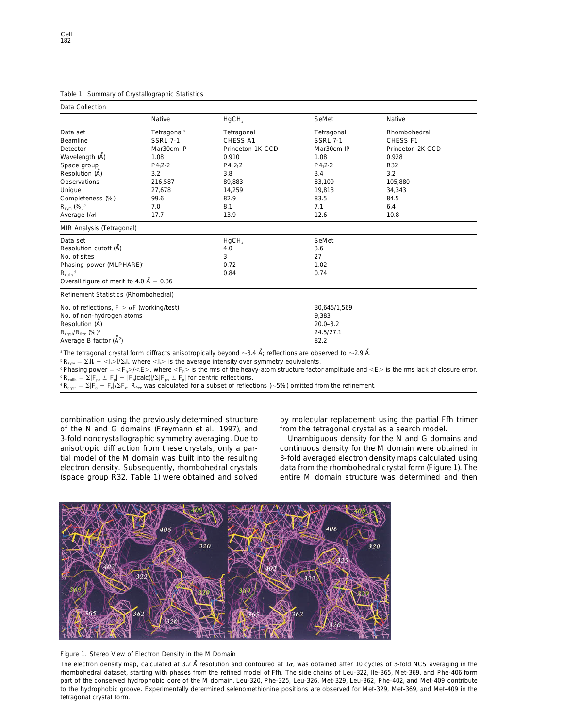Table 1. Summary of Crystallographic Statistics

| Data Collection | Native | $HgCH_3$ | SeMet | Native |
|---|---|---|---|---|
| Data set | Tetragonal[a] | Tetragonal | Tetragonal | Rhombohedral |
| Beamline | SSRL 7-1 | CHESS A1 | SSRL 7-1 | CHESS F1 |
| Detector | Mar30cm IP | Princeton 1K CCD | Mar30cm IP | Princeton 2K CCD |
| Wavelength (Å) | 1.08 | 0.910 | 1.08 | 0.928 |
| Space group | $P4_12_12$ | $P4_12_12$ | $P4_12_12$ | R32 |
| Resolution (Å) | 3.2 | 3.8 | 3.4 | 3.2 |
| Observations | 216,587 | 89,883 | 83,109 | 105,880 |
| Unique | 27,678 | 14,259 | 19,813 | 34,343 |
| Completeness (%) | 99.6 | 82.9 | 83.5 | 84.5 |
| $R_{sym}$ (%)[b] | 7.0 | 8.1 | 7.1 | 6.4 |
| Average $I/\sigma I$ | 17.7 | 13.9 | 12.6 | 10.8 |
| **MIR Analysis (Tetragonal)** | | | | |
| Data set | | $HgCH_3$ | SeMet | |
| Resolution cutoff (Å) | | 4.0 | 3.6 | |
| No. of sites | | 3 | 27 | |
| Phasing power (MLPHARE)[c] | | 0.72 | 1.02 | |
| $R_{cullis}$[d] | | 0.84 | 0.74 | |
| Overall figure of merit to 4.0 Å = 0.36 | | | | |
| **Refinement Statistics (Rhombohedral)** | | | | |
| No. of reflections, $F > \sigma F$ (working/test) | | | 30,645/1,569 | |
| No. of non-hydrogen atoms | | | 9,383 | |
| Resolution (Å) | | | 20.0–3.2 | |
| $R_{cryst}/R_{free}$ (%)[e] | | | 24.5/27.1 | |
| Average B factor (Å$^2$) | | | 82.2 | |

[a] The tetragonal crystal form diffracts anisotropically beyond ~3.4 Å; reflections are observed to ~2.9 Å.

[b] $R_{sym} = \Sigma_i|I_i - \langle I_i\rangle|/\Sigma_i I_i$, where $\langle I_i\rangle$ is the average intensity over symmetry equivalents.

[c] Phasing power = $\langle F_h\rangle/\langle E\rangle$, where $\langle F_h\rangle$ is the rms of the heavy-atom structure factor amplitude and $\langle E\rangle$ is the rms lack of closure error.

[d] $R_{cullis} = \Sigma|F_{ph} \pm F_p| - |F_h(calc)|/\Sigma|F_{ph} \pm F_p|$ for centric reflections.

[e] $R_{cryst} = \Sigma|F_o - F_c|/\Sigma F_o$. $R_{free}$ was calculated for a subset of reflections (~5%) omitted from the refinement.

combination using the previously determined structure of the N and G domains (Freymann et al., 1997), and 3-fold noncrystallographic symmetry averaging. Due to anisotropic diffraction from these crystals, only a partial model of the M domain was built into the resulting electron density. Subsequently, rhombohedral crystals (space group R32, Table 1) were obtained and solved by molecular replacement using the partial Ffh trimer from the tetragonal crystal as a search model.

Unambiguous density for the N and G domains and continuous density for the M domain were obtained in 3-fold averaged electron density maps calculated using data from the rhombohedral crystal form (Figure 1). The entire M domain structure was determined and then

Figure 1. Stereo View of Electron Density in the M Domain

The electron density map, calculated at 3.2 Å resolution and contoured at 1σ, was obtained after 10 cycles of 3-fold NCS averaging in the rhombohedral dataset, starting with phases from the refined model of Ffh. The side chains of Leu-322, Ile-365, Met-369, and Phe-406 form part of the conserved hydrophobic core of the M domain. Leu-320, Phe-325, Leu-326, Met-329, Leu-362, Phe-402, and Met-409 contribute to the hydrophobic groove. Experimentally determined selenomethionine positions are observed for Met-329, Met-369, and Met-409 in the tetragonal crystal form.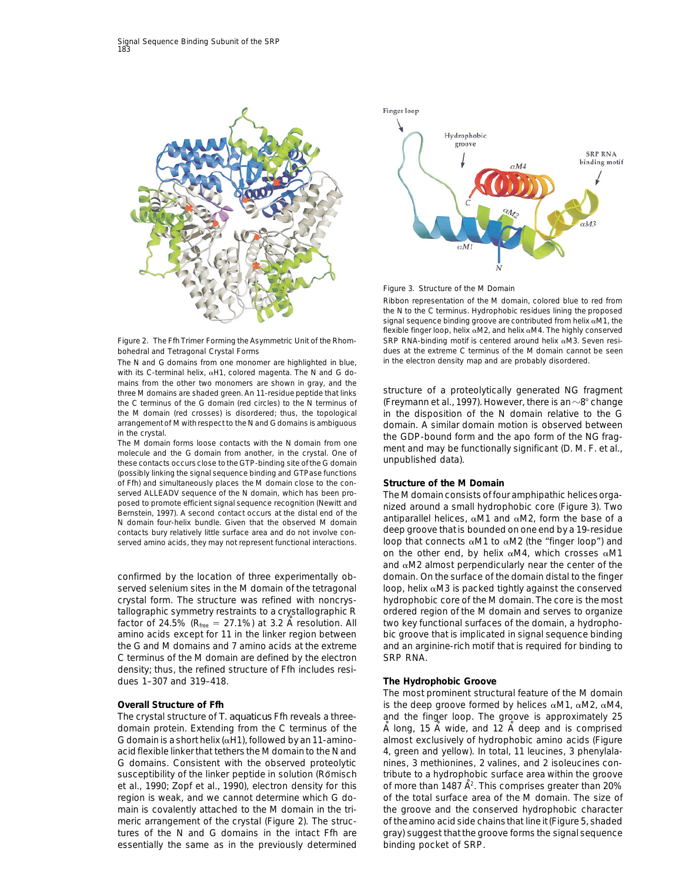Figure 2. The Ffh Trimer Forming the Asymmetric Unit of the Rhombohedral and Tetragonal Crystal Forms

The N and G domains from one monomer are highlighted in blue, with its C-terminal helix, αH1, colored magenta. The N and G domains from the other two monomers are shaded in gray, and the three M domains are shaded green. An 11-residue peptide that links the C terminus of the G domain (red circles) to the N terminus of the M domain (red crosses) is disordered; thus, the topological arrangement of M with respect to the N and G domains is ambiguous in the crystal.

The M domain forms loose contacts with the N domain from one molecule and the G domain from another, in the crystal. One of these contacts occurs close to the GTP-binding site of the G domain (possibly linking the signal sequence binding and GTPase functions of Ffh) and simultaneously places the M domain close to the conserved ALLEADV sequence of the N domain, which has been proposed to promote efficient signal sequence recognition (Newitt and Bernstein, 1997). A second contact occurs at the distal end of the N domain four-helix bundle. Given that the observed M domain contacts bury relatively little surface area and do not involve conserved amino acids, they may not represent functional interactions.

Figure 3. Structure of the M Domain

Ribbon representation of the M domain, colored blue to red from the N to the C terminus. Hydrophobic residues lining the proposed signal sequence binding groove are contributed from helix αM1, the flexible finger loop, helix αM2, and helix αM4. The highly conserved SRP RNA-binding motif is centered around helix αM3. Seven residues at the extreme C terminus of the M domain cannot be seen in the electron density map and are probably disordered.

confirmed by the location of three experimentally observed selenium sites in the M domain of the tetragonal crystal form. The structure was refined with noncrystallographic symmetry restraints to a crystallographic R factor of 24.5% ($R_{free}$ = 27.1%) at 3.2 Å resolution. All amino acids except for 11 in the linker region between the G and M domains and 7 amino acids at the extreme C terminus of the M domain are defined by the electron density; thus, the refined structure of Ffh includes residues 1–307 and 319–418.

## Overall Structure of Ffh

The crystal structure of *T. aquaticus* Ffh reveals a three-domain protein. Extending from the C terminus of the G domain is a short helix (αH1), followed by an 11-amino-acid flexible linker that tethers the M domain to the N and G domains. Consistent with the observed proteolytic susceptibility of the linker peptide in solution (Römisch et al., 1990; Zopf et al., 1990), electron density for this region is weak, and we cannot determine which G domain is covalently attached to the M domain in the trimeric arrangement of the crystal (Figure 2). The structures of the N and G domains in the intact Ffh are essentially the same as in the previously determined structure of a proteolytically generated NG fragment (Freymann et al., 1997). However, there is an ~8° change in the disposition of the N domain relative to the G domain. A similar domain motion is observed between the GDP-bound form and the apo form of the NG fragment and may be functionally significant (D. M. F. et al., unpublished data).

## Structure of the M Domain

The M domain consists of four amphipathic helices organized around a small hydrophobic core (Figure 3). Two antiparallel helices, αM1 and αM2, form the base of a deep groove that is bounded on one end by a 19-residue loop that connects αM1 to αM2 (the "finger loop") and on the other end, by helix αM4, which crosses αM1 and αM2 almost perpendicularly near the center of the domain. On the surface of the domain distal to the finger loop, helix αM3 is packed tightly against the conserved hydrophobic core of the M domain. The core is the most ordered region of the M domain and serves to organize two key functional surfaces of the domain, a hydrophobic groove that is implicated in signal sequence binding and an arginine-rich motif that is required for binding to SRP RNA.

## The Hydrophobic Groove

The most prominent structural feature of the M domain is the deep groove formed by helices αM1, αM2, αM4, and the finger loop. The groove is approximately 25 Å long, 15 Å wide, and 12 Å deep and is comprised almost exclusively of hydrophobic amino acids (Figure 4, green and yellow). In total, 11 leucines, 3 phenylalanines, 3 methionines, 2 valines, and 2 isoleucines contribute to a hydrophobic surface area within the groove of more than 1487 $Å^2$. This comprises greater than 20% of the total surface area of the M domain. The size of the groove and the conserved hydrophobic character of the amino acid side chains that line it (Figure 5, shaded gray) suggest that the groove forms the signal sequence binding pocket of SRP.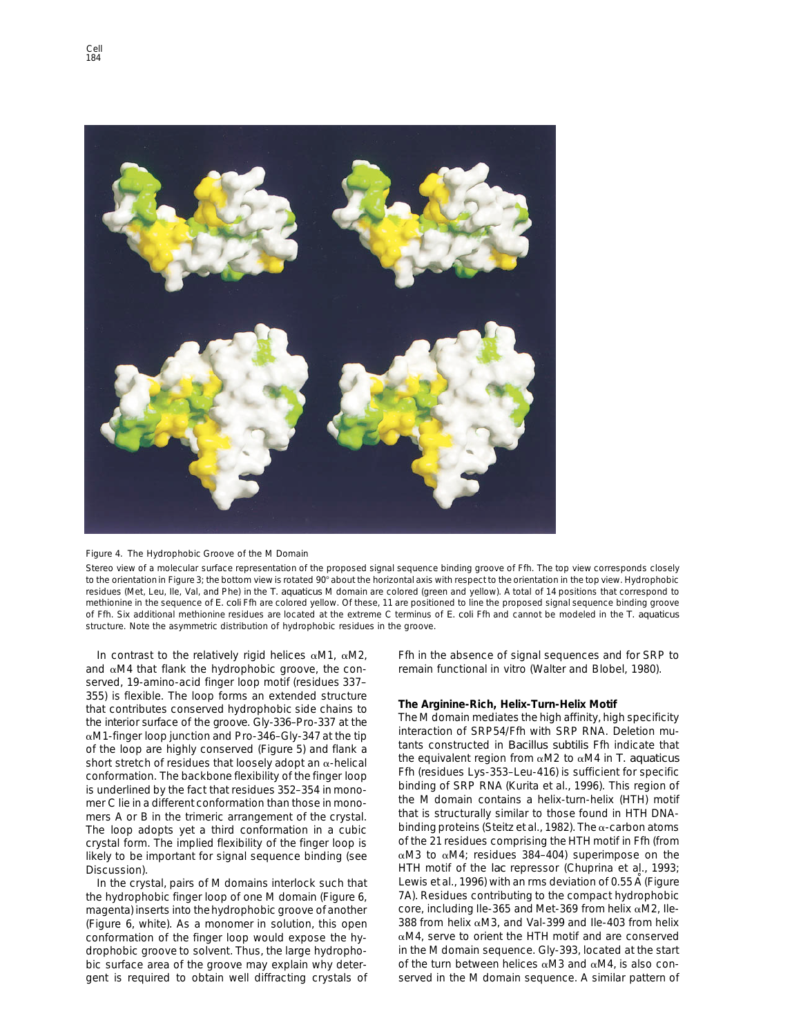Figure 4. The Hydrophobic Groove of the M Domain

Stereo view of a molecular surface representation of the proposed signal sequence binding groove of Ffh. The top view corresponds closely to the orientation in Figure 3; the bottom view is rotated 90° about the horizontal axis with respect to the orientation in the top view. Hydrophobic residues (Met, Leu, Ile, Val, and Phe) in the *T. aquaticus* M domain are colored (green and yellow). A total of 14 positions that correspond to methionine in the sequence of *E. coli* Ffh are colored yellow. Of these, 11 are positioned to line the proposed signal sequence binding groove of Ffh. Six additional methionine residues are located at the extreme C terminus of *E. coli* Ffh and cannot be modeled in the *T. aquaticus* structure. Note the asymmetric distribution of hydrophobic residues in the groove.

In contrast to the relatively rigid helices αM1, αM2, and αM4 that flank the hydrophobic groove, the conserved, 19-amino-acid finger loop motif (residues 337–355) is flexible. The loop forms an extended structure that contributes conserved hydrophobic side chains to the interior surface of the groove. Gly-336–Pro-337 at the αM1-finger loop junction and Pro-346–Gly-347 at the tip of the loop are highly conserved (Figure 5) and flank a short stretch of residues that loosely adopt an α-helical conformation. The backbone flexibility of the finger loop is underlined by the fact that residues 352–354 in monomer C lie in a different conformation than those in monomers A or B in the trimeric arrangement of the crystal. The loop adopts yet a third conformation in a cubic crystal form. The implied flexibility of the finger loop is likely to be important for signal sequence binding (see Discussion).

In the crystal, pairs of M domains interlock such that the hydrophobic finger loop of one M domain (Figure 6, magenta) inserts into the hydrophobic groove of another (Figure 6, white). As a monomer in solution, this open conformation of the finger loop would expose the hydrophobic groove to solvent. Thus, the large hydrophobic surface area of the groove may explain why detergent is required to obtain well diffracting crystals of Ffh in the absence of signal sequences and for SRP to remain functional in vitro (Walter and Blobel, 1980).

## The Arginine-Rich, Helix-Turn-Helix Motif

The M domain mediates the high affinity, high specificity interaction of SRP54/Ffh with SRP RNA. Deletion mutants constructed in *Bacillus subtilis* Ffh indicate that the equivalent region from αM2 to αM4 in *T. aquaticus* Ffh (residues Lys-353–Leu-416) is sufficient for specific binding of SRP RNA (Kurita et al., 1996). This region of the M domain contains a helix-turn-helix (HTH) motif that is structurally similar to those found in HTH DNA-binding proteins (Steitz et al., 1982). The α-carbon atoms of the 21 residues comprising the HTH motif in Ffh (from αM3 to αM4; residues 384–404) superimpose on the HTH motif of the lac repressor (Chuprina et al., 1993; Lewis et al., 1996) with an rms deviation of 0.55 Å (Figure 7A). Residues contributing to the compact hydrophobic core, including Ile-365 and Met-369 from helix αM2, Ile-388 from helix αM3, and Val-399 and Ile-403 from helix αM4, serve to orient the HTH motif and are conserved in the M domain sequence. Gly-393, located at the start of the turn between helices αM3 and αM4, is also conserved in the M domain sequence. A similar pattern of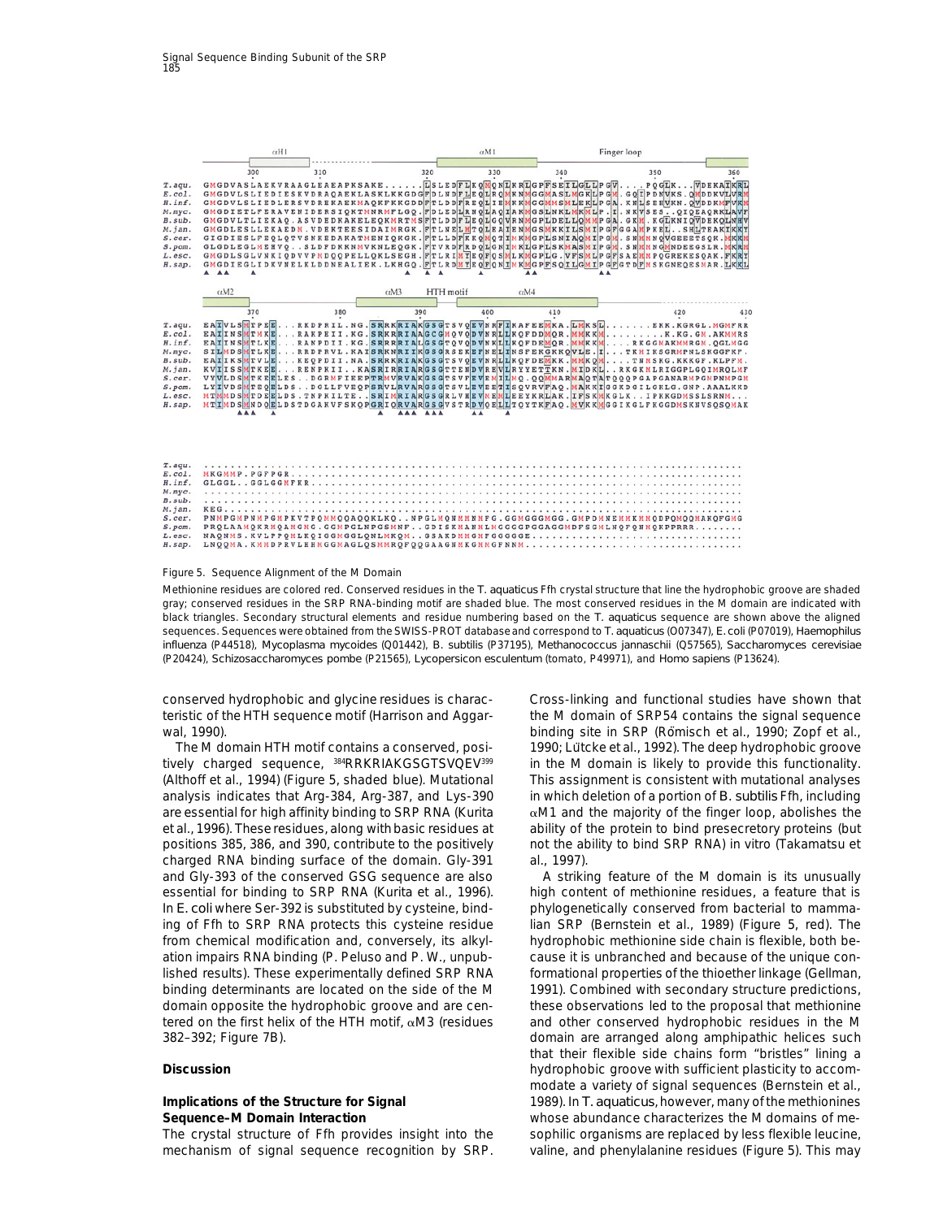| | | | | | | | |
|---|---|---|---|---|---|---|---|
| | αH1 | | | αM1 | | Finger loop | |
| | 300 | 310 | 320 | 330 | 340 | 350 | 360 |
| T.aqu. | GMGDVASLAEKVRAAGLEAEAPKSAKE......LSLEDFLKQMQNLKRLGPFSEILGLLPGV....PQGLK...VDEKAIKRL | | | | | | |
| E.col. | GMGDVLSLIEDIESKVDRAQAEKLASKLKKGDGFDLNDFLEQLRQMKNMGGMASLMGKLPGM.GQIPDNVKS.QMDDKVLVRM | | | | | | |
| H.inf. | GMGDVLSLIEDLERSVDREKAEKMAQKFKKGDDFTLDDFREQLIEMKKMGGMMSMLEKLPGA.KNLSEHVKN.QVDDKMFVKM | | | | | | |
| M.myc. | GMGDIETLFERAVENIDERSIQKTMNRMFLGQ.FDLEDLRNQLAQIAKMGSLNKLMKMLP.I.NKVSES..QIQEAQRKLAVF | | | | | | |
| B.sub. | GMGDVLTLIEKAQ.ASVDEDKAKELEQKMRTMSFTLDDFLEQLGQVRNMGPLDELLQMMPGA.GKM.KGLKNIQVDEKQLNHV | | | | | | |
| M.jan. | GMGDLESLLEKAEDM.VDEKTEESIDAIMRGK.FTLNELMTQLEAIENMGSMKKILSMIPGFGGAMPKEL..SHLTEAKIKKY | | | | | | |
| S.cer. | GIGDIESLFEQLQTVSNKEDAKATMENIQKGK.FTLLDFKKQMQTIMKMGPLSNIAQMIPGM.SNMMNQVGEESTSQK.MKKM | | | | | | |
| S.pom. | GLGDLEGLMEHVQ..SLDFDKKNMVKNLEQGK.FTVRDFRDQLGNIMKLGPLSKMASMIPGM.SNMMNGMNDEEGSLR.MKRM | | | | | | |
| L.esc. | GMGDLSGLVNKIQDVVPMDQQPELLQKLSEGH.FTLRIMYEQFQSMLKMGPLG.VFSMLPGFSAEMMPQGREKESQAK.FKRY | | | | | | |
| H.sap. | GMGDIEGLIDKVNELKLDDNEALIEK.LKHGQ.FTLRDMYEQFQNIMKMGPFSQILGMIPGFGTDFMSKGNEQESMAR.LKKL | | | | | | |

| | | | | | | | |
|---|---|---|---|---|---|---|---|
| | αM2 | | αM3 | HTH motif | αM4 | | |
| | 370 | 380 | 390 | 400 | 410 | 420 | 430 |
| T.aqu. | EAIVLSMTPEE...RKDPRIL.NG.SRKKRIAKGSGTSVQEVNRFIKAFEEMKA.LMKSL.......EKK.KGRGL.MGMFRR | | | | | | |
| E.col. | EAIINSMTMKE...RAKPEII.KG.SRKRRIAAGCGMQVQDVNRLLKQFDDMQR.MMKKM.........K.KG.GM.AKMMRS | | | | | | |
| H.inf. | EAIINSMTLKE...RANPDII.KG.SRRRRIALGSGTQVQDVNKLLKQFDEMQR.MMKKM....RKGGMAKMMRGM.QGLMGG | | | | | | |
| M.myc. | SILMDSMTLKE...RRDPRVL.KAISRKNRIIKGSGRSEKEFNELINSFEKGKKQVLE.I....TKMIKSGRMPNLSKGGFKF. | | | | | | |
| B.sub. | EAIIKSMTVLE...KEQPDII.NA.SRKKRIAKGSGTSVQEVNRLLKQFDEMKK.MMKQM....TNMSKG.KKKGF.KLPFM. | | | | | | |
| M.jan. | KVIISSMTKEE...RENPKII...KASRIRRIARGSGTTENDVREVLRYYETTKN.MIDKL..RKGKMLRIGGPLGQIMRQLMF | | | | | | |
| S.cer. | VVVLDSMTKEELES..DGRMFIEEPTRMVRVAKGSGTSVFEVEMILMQ.QQMMARMAQTATQQQPGAPGANARMPGMPNMPGM | | | | | | |
| S.pom. | LYIVDSMTEQELDS..DGLLFVEQPSRVLRVARGSGTSVLEVEEILSQYRVFAQ.MAKKIGGKDGILGKLG.GNP.AAALKKD | | | | | | |
| L.esc. | MTMMDSMTDEELDS.TNPKILTE..SRIMRIARGSGRLVHEVMEMLEEYKRLAK.IFSKMKGLK..IPKKGDMSSLSRNM... | | | | | | |
| H.sap. | MTIMDSMNDQELDSTDGAKVFSKQPGRIQRVARGSGVSTRDVQELLTQYTKFAQ.MVKKMGGIKGLFKGGDMSKNVSQSQMAK | | | | | | |

| | |
|---|---|
| T.aqu. | ..................................................................................... |
| E.col. | MKGMMP.PGFPGR........................................................................ |
| H.inf. | GLGGL..GGLGGMFKR..................................................................... |
| M.myc. | ..................................................................................... |
| B.sub. | ..................................................................................... |
| M.jan. | KEG.................................................................................. |
| S.cer. | PNMPGMPNMPGMPKVTPQMMQQAQQKLKQ..NPGLMQNMMNNFG.GGMGGGMGG.GMPDMNEMMKMMNQDPQMQQMAKQFGMG |
| S.pom. | PRQLAAMQKRMQAMGMG.GGMPGLNPGSMNF..GDISKMANMLMGGGGPGGAGGMDFSGMLNQFQNMQKPPRRR........ |
| L.esc. | NAQMMS.KVLPPQMLKQIGGMGGLQNLMKQM..GSAKDMMGMFGGGGGE................................ |
| H.sap. | LNQQMA.KMMDPRVLHHMGGMAGLQSMMRQFQQGAAGNMKGMMGFNNM................................. |

Figure 5. Sequence Alignment of the M Domain

Methionine residues are colored red. Conserved residues in the T. aquaticus Ffh crystal structure that line the hydrophobic groove are shaded gray; conserved residues in the SRP RNA-binding motif are shaded blue. The most conserved residues in the M domain are indicated with black triangles. Secondary structural elements and residue numbering based on the T. aquaticus sequence are shown above the aligned sequences. Sequences were obtained from the SWISS-PROT database and correspond to T. aquaticus (O07347), E. coli (P07019), Haemophilus influenza (P44518), Mycoplasma mycoides (Q01442), B. subtilis (P37195), Methanococcus jannaschii (Q57565), Saccharomyces cerevisiae (P20424), Schizosaccharomyces pombe (P21565), Lycopersicon esculentum (tomato, P49971), and Homo sapiens (P13624).

conserved hydrophobic and glycine residues is characteristic of the HTH sequence motif (Harrison and Aggarwal, 1990).

The M domain HTH motif contains a conserved, positively charged sequence, [384]RRKRIAKGSGTSVQEV[399] (Althoff et al., 1994) (Figure 5, shaded blue). Mutational analysis indicates that Arg-384, Arg-387, and Lys-390 are essential for high affinity binding to SRP RNA (Kurita et al., 1996). These residues, along with basic residues at positions 385, 386, and 390, contribute to the positively charged RNA binding surface of the domain. Gly-391 and Gly-393 of the conserved GSG sequence are also essential for binding to SRP RNA (Kurita et al., 1996). In E. coli where Ser-392 is substituted by cysteine, binding of Ffh to SRP RNA protects this cysteine residue from chemical modification and, conversely, its alkylation impairs RNA binding (P. Peluso and P. W., unpublished results). These experimentally defined SRP RNA binding determinants are located on the side of the M domain opposite the hydrophobic groove and are centered on the first helix of the HTH motif, αM3 (residues 382–392; Figure 7B).

## Discussion

### Implications of the Structure for Signal Sequence–M Domain Interaction

The crystal structure of Ffh provides insight into the mechanism of signal sequence recognition by SRP. Cross-linking and functional studies have shown that the M domain of SRP54 contains the signal sequence binding site in SRP (Römisch et al., 1990; Zopf et al., 1990; Lütcke et al., 1992). The deep hydrophobic groove in the M domain is likely to provide this functionality. This assignment is consistent with mutational analyses in which deletion of a portion of B. subtilis Ffh, including αM1 and the majority of the finger loop, abolishes the ability of the protein to bind presecretory proteins (but not the ability to bind SRP RNA) in vitro (Takamatsu et al., 1997).

A striking feature of the M domain is its unusually high content of methionine residues, a feature that is phylogenetically conserved from bacterial to mammalian SRP (Bernstein et al., 1989) (Figure 5, red). The hydrophobic methionine side chain is flexible, both because it is unbranched and because of the unique conformational properties of the thioether linkage (Gellman, 1991). Combined with secondary structure predictions, these observations led to the proposal that methionine and other conserved hydrophobic residues in the M domain are arranged along amphipathic helices such that their flexible side chains form "bristles" lining a hydrophobic groove with sufficient plasticity to accommodate a variety of signal sequences (Bernstein et al., 1989). In T. aquaticus, however, many of the methionines whose abundance characterizes the M domains of mesophilic organisms are replaced by less flexible leucine, valine, and phenylalanine residues (Figure 5). This may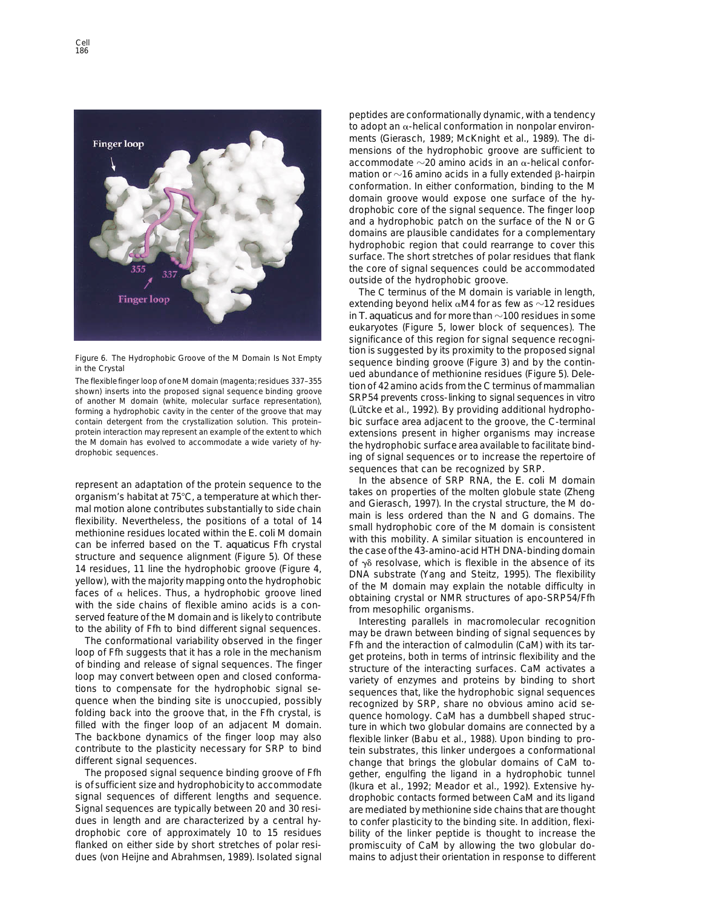Figure 6. The Hydrophobic Groove of the M Domain Is Not Empty in the Crystal

The flexible finger loop of one M domain (magenta; residues 337–355 shown) inserts into the proposed signal sequence binding groove of another M domain (white, molecular surface representation), forming a hydrophobic cavity in the center of the groove that may contain detergent from the crystallization solution. This protein–protein interaction may represent an example of the extent to which the M domain has evolved to accommodate a wide variety of hydrophobic sequences.

represent an adaptation of the protein sequence to the organism's habitat at 75°C, a temperature at which thermal motion alone contributes substantially to side chain flexibility. Nevertheless, the positions of a total of 14 methionine residues located within the *E. coli* M domain can be inferred based on the *T. aquaticus* Ffh crystal structure and sequence alignment (Figure 5). Of these 14 residues, 11 line the hydrophobic groove (Figure 4, yellow), with the majority mapping onto the hydrophobic faces of α helices. Thus, a hydrophobic groove lined with the side chains of flexible amino acids is a conserved feature of the M domain and is likely to contribute to the ability of Ffh to bind different signal sequences.

The conformational variability observed in the finger loop of Ffh suggests that it has a role in the mechanism of binding and release of signal sequences. The finger loop may convert between open and closed conformations to compensate for the hydrophobic signal sequence when the binding site is unoccupied, possibly folding back into the groove that, in the Ffh crystal, is filled with the finger loop of an adjacent M domain. The backbone dynamics of the finger loop may also contribute to the plasticity necessary for SRP to bind different signal sequences.

The proposed signal sequence binding groove of Ffh is of sufficient size and hydrophobicity to accommodate signal sequences of different lengths and sequence. Signal sequences are typically between 20 and 30 residues in length and are characterized by a central hydrophobic core of approximately 10 to 15 residues flanked on either side by short stretches of polar residues (von Heijne and Abrahmsen, 1989). Isolated signal peptides are conformationally dynamic, with a tendency to adopt an α-helical conformation in nonpolar environments (Gierasch, 1989; McKnight et al., 1989). The dimensions of the hydrophobic groove are sufficient to accommodate ~20 amino acids in an α-helical conformation or ~16 amino acids in a fully extended β-hairpin conformation. In either conformation, binding to the M domain groove would expose one surface of the hydrophobic core of the signal sequence. The finger loop and a hydrophobic patch on the surface of the N or G domains are plausible candidates for a complementary hydrophobic region that could rearrange to cover this surface. The short stretches of polar residues that flank the core of signal sequences could be accommodated outside of the hydrophobic groove.

The C terminus of the M domain is variable in length, extending beyond helix αM4 for as few as ~12 residues in *T. aquaticus* and for more than ~100 residues in some eukaryotes (Figure 5, lower block of sequences). The significance of this region for signal sequence recognition is suggested by its proximity to the proposed signal sequence binding groove (Figure 3) and by the continued abundance of methionine residues (Figure 5). Deletion of 42 amino acids from the C terminus of mammalian SRP54 prevents cross-linking to signal sequences in vitro (Lütcke et al., 1992). By providing additional hydrophobic surface area adjacent to the groove, the C-terminal extensions present in higher organisms may increase the hydrophobic surface area available to facilitate binding of signal sequences or to increase the repertoire of sequences that can be recognized by SRP.

In the absence of SRP RNA, the *E. coli* M domain takes on properties of the molten globule state (Zheng and Gierasch, 1997). In the crystal structure, the M domain is less ordered than the N and G domains. The small hydrophobic core of the M domain is consistent with this mobility. A similar situation is encountered in the case of the 43-amino-acid HTH DNA-binding domain of γδ resolvase, which is flexible in the absence of its DNA substrate (Yang and Steitz, 1995). The flexibility of the M domain may explain the notable difficulty in obtaining crystal or NMR structures of apo-SRP54/Ffh from mesophilic organisms.

Interesting parallels in macromolecular recognition may be drawn between binding of signal sequences by Ffh and the interaction of calmodulin (CaM) with its target proteins, both in terms of intrinsic flexibility and the structure of the interacting surfaces. CaM activates a variety of enzymes and proteins by binding to short sequences that, like the hydrophobic signal sequences recognized by SRP, share no obvious amino acid sequence homology. CaM has a dumbbell shaped structure in which two globular domains are connected by a flexible linker (Babu et al., 1988). Upon binding to protein substrates, this linker undergoes a conformational change that brings the globular domains of CaM together, engulfing the ligand in a hydrophobic tunnel (Ikura et al., 1992; Meador et al., 1992). Extensive hydrophobic contacts formed between CaM and its ligand are mediated by methionine side chains that are thought to confer plasticity to the binding site. In addition, flexibility of the linker peptide is thought to increase the promiscuity of CaM by allowing the two globular domains to adjust their orientation in response to different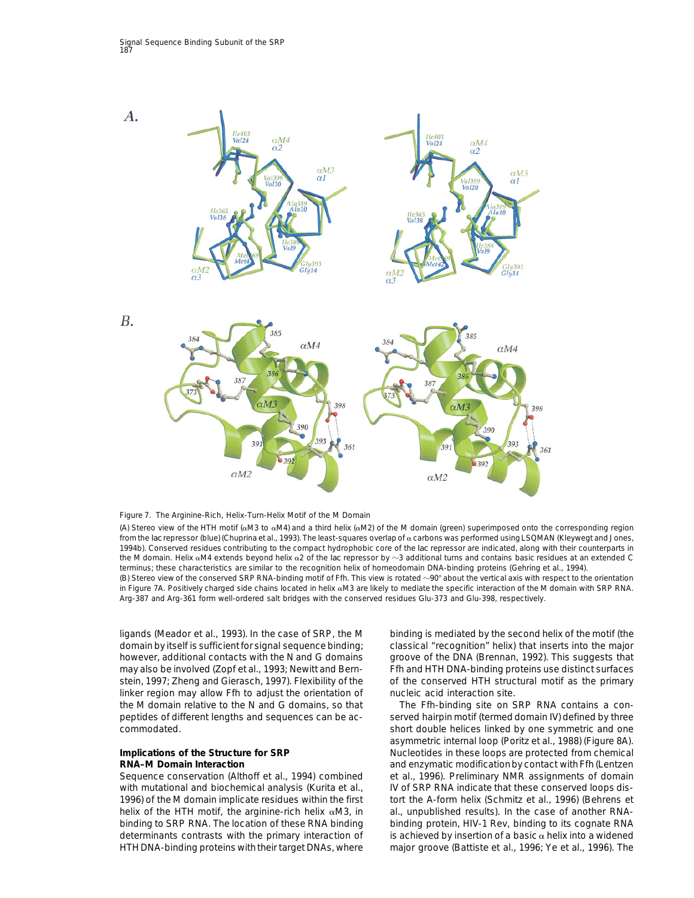Figure 7. The Arginine-Rich, Helix-Turn-Helix Motif of the M Domain

(A) Stereo view of the HTH motif (αM3 to αM4) and a third helix (αM2) of the M domain (green) superimposed onto the corresponding region from the *lac* repressor (blue) (Chuprina et al., 1993). The least-squares overlap of α carbons was performed using LSQMAN (Kleywegt and Jones, 1994b). Conserved residues contributing to the compact hydrophobic core of the *lac* repressor are indicated, along with their counterparts in the M domain. Helix αM4 extends beyond helix α2 of the *lac* repressor by ∼3 additional turns and contains basic residues at an extended C terminus; these characteristics are similar to the recognition helix of homeodomain DNA-binding proteins (Gehring et al., 1994).

(B) Stereo view of the conserved SRP RNA-binding motif of Ffh. This view is rotated ∼90° about the vertical axis with respect to the orientation in Figure 7A. Positively charged side chains located in helix αM3 are likely to mediate the specific interaction of the M domain with SRP RNA. Arg-387 and Arg-361 form well-ordered salt bridges with the conserved residues Glu-373 and Glu-398, respectively.

ligands (Meador et al., 1993). In the case of SRP, the M domain by itself is sufficient for signal sequence binding; however, additional contacts with the N and G domains may also be involved (Zopf et al., 1993; Newitt and Bernstein, 1997; Zheng and Gierasch, 1997). Flexibility of the linker region may allow Ffh to adjust the orientation of the M domain relative to the N and G domains, so that peptides of different lengths and sequences can be accommodated.

## Implications of the Structure for SRP RNA–M Domain Interaction

Sequence conservation (Althoff et al., 1994) combined with mutational and biochemical analysis (Kurita et al., 1996) of the M domain implicate residues within the first helix of the HTH motif, the arginine-rich helix αM3, in binding to SRP RNA. The location of these RNA binding determinants contrasts with the primary interaction of HTH DNA-binding proteins with their target DNAs, where binding is mediated by the second helix of the motif (the classical "recognition" helix) that inserts into the major groove of the DNA (Brennan, 1992). This suggests that Ffh and HTH DNA-binding proteins use distinct surfaces of the conserved HTH structural motif as the primary nucleic acid interaction site.

The Ffh-binding site on SRP RNA contains a conserved hairpin motif (termed domain IV) defined by three short double helices linked by one symmetric and one asymmetric internal loop (Poritz et al., 1988) (Figure 8A). Nucleotides in these loops are protected from chemical and enzymatic modification by contact with Ffh (Lentzen et al., 1996). Preliminary NMR assignments of domain IV of SRP RNA indicate that these conserved loops distort the A-form helix (Schmitz et al., 1996) (Behrens et al., unpublished results). In the case of another RNA-binding protein, HIV-1 Rev, binding to its cognate RNA is achieved by insertion of a basic α helix into a widened major groove (Battiste et al., 1996; Ye et al., 1996). The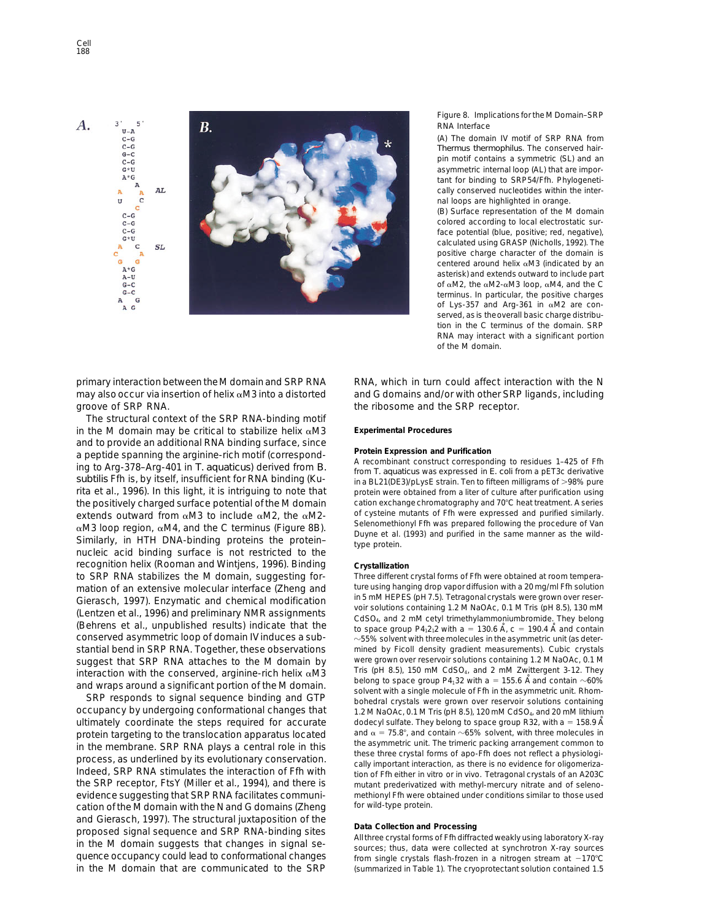Figure 8. Implications for the M Domain–SRP RNA Interface

(A) The domain IV motif of SRP RNA from *Thermus thermophilus*. The conserved hairpin motif contains a symmetric (SL) and an asymmetric internal loop (AL) that are important for binding to SRP54/Ffh. Phylogenetically conserved nucleotides within the internal loops are highlighted in orange.

(B) Surface representation of the M domain colored according to local electrostatic surface potential (blue, positive; red, negative), calculated using GRASP (Nicholls, 1992). The positive charge character of the domain is centered around helix αM3 (indicated by an asterisk) and extends outward to include part of αM2, the αM2-αM3 loop, αM4, and the C terminus. In particular, the positive charges of Lys-357 and Arg-361 in αM2 are conserved, as is the overall basic charge distribution in the C terminus of the domain. SRP RNA may interact with a significant portion of the M domain.

primary interaction between the M domain and SRP RNA may also occur via insertion of helix αM3 into a distorted groove of SRP RNA.

The structural context of the SRP RNA-binding motif in the M domain may be critical to stabilize helix αM3 and to provide an additional RNA binding surface, since a peptide spanning the arginine-rich motif (corresponding to Arg-378–Arg-401 in *T. aquaticus*) derived from *B. subtilis* Ffh is, by itself, insufficient for RNA binding (Kurita et al., 1996). In this light, it is intriguing to note that the positively charged surface potential of the M domain extends outward from αM3 to include αM2, the αM2-αM3 loop region, αM4, and the C terminus (Figure 8B). Similarly, in HTH DNA-binding proteins the protein–nucleic acid binding surface is not restricted to the recognition helix (Rooman and Wintjens, 1996). Binding to SRP RNA stabilizes the M domain, suggesting formation of an extensive molecular interface (Zheng and Gierasch, 1997). Enzymatic and chemical modification (Lentzen et al., 1996) and preliminary NMR assignments (Behrens et al., unpublished results) indicate that the conserved asymmetric loop of domain IV induces a substantial bend in SRP RNA. Together, these observations suggest that SRP RNA attaches to the M domain by interaction with the conserved, arginine-rich helix αM3 and wraps around a significant portion of the M domain.

SRP responds to signal sequence binding and GTP occupancy by undergoing conformational changes that ultimately coordinate the steps required for accurate protein targeting to the translocation apparatus located in the membrane. SRP RNA plays a central role in this process, as underlined by its evolutionary conservation. Indeed, SRP RNA stimulates the interaction of Ffh with the SRP receptor, FtsY (Miller et al., 1994), and there is evidence suggesting that SRP RNA facilitates communication of the M domain with the N and G domains (Zheng and Gierasch, 1997). The structural juxtaposition of the proposed signal sequence and SRP RNA-binding sites in the M domain suggests that changes in signal sequence occupancy could lead to conformational changes in the M domain that are communicated to the SRP RNA, which in turn could affect interaction with the N and G domains and/or with other SRP ligands, including the ribosome and the SRP receptor.

## Experimental Procedures

### Protein Expression and Purification

A recombinant construct corresponding to residues 1–425 of Ffh from *T. aquaticus* was expressed in *E. coli* from a pET3c derivative in a BL21(DE3)/pLysE strain. Ten to fifteen milligrams of >98% pure protein were obtained from a liter of culture after purification using cation exchange chromatography and 70°C heat treatment. A series of cysteine mutants of Ffh were expressed and purified similarly. Selenomethionyl Ffh was prepared following the procedure of Van Duyne et al. (1993) and purified in the same manner as the wild-type protein.

### Crystallization

Three different crystal forms of Ffh were obtained at room temperature using hanging drop vapor diffusion with a 20 mg/ml Ffh solution in 5 mM HEPES (pH 7.5). Tetragonal crystals were grown over reservoir solutions containing 1.2 M NaOAc, 0.1 M Tris (pH 8.5), 130 mM $CdSO_4$, and 2 mM cetyl trimethylammoniumbromide. They belong to space group $P4_12_12$ with a = 130.6 Å, c = 190.4 Å and contain ~55% solvent with three molecules in the asymmetric unit (as determined by Ficoll density gradient measurements). Cubic crystals were grown over reservoir solutions containing 1.2 M NaOAc, 0.1 M Tris (pH 8.5), 150 mM $CdSO_4$, and 2 mM Zwittergent 3-12. They belong to space group $P4_132$ with a = 155.6 Å and contain ~60% solvent with a single molecule of Ffh in the asymmetric unit. Rhombohedral crystals were grown over reservoir solutions containing 1.2 M NaOAc, 0.1 M Tris (pH 8.5), 120 mM $CdSO_4$, and 20 mM lithium dodecyl sulfate. They belong to space group R32, with a = 158.9 Å and α = 75.8°, and contain ~65% solvent, with three molecules in the asymmetric unit. The trimeric packing arrangement common to these three crystal forms of apo-Ffh does not reflect a physiologically important interaction, as there is no evidence for oligomerization of Ffh either in vitro or in vivo. Tetragonal crystals of an A203C mutant prederivatized with methyl-mercury nitrate and of selenomethionyl Ffh were obtained under conditions similar to those used for wild-type protein.

### Data Collection and Processing

All three crystal forms of Ffh diffracted weakly using laboratory X-ray sources; thus, data were collected at synchrotron X-ray sources from single crystals flash-frozen in a nitrogen stream at −170°C (summarized in Table 1). The cryoprotectant solution contained 1.5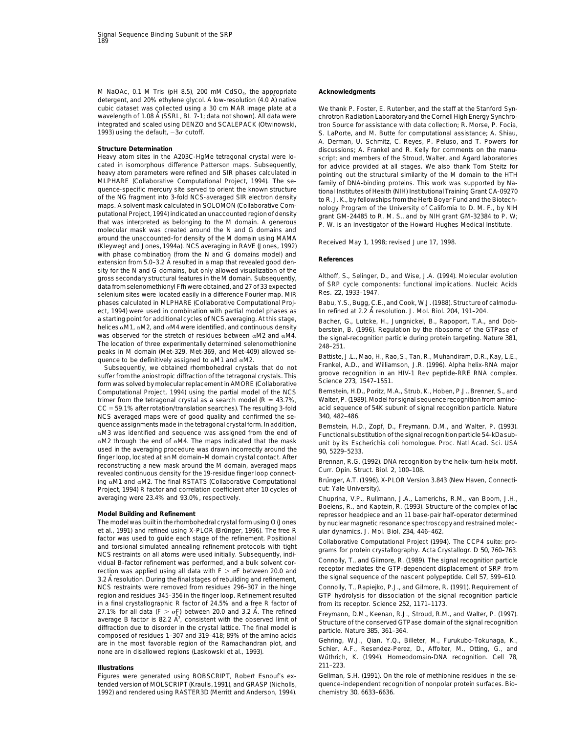M NaOAc, 0.1 M Tris (pH 8.5), 200 mM $CdSO_4$, the appropriate detergent, and 20% ethylene glycol. A low-resolution (4.0 Å) native cubic dataset was collected using a 30 cm MAR image plate at a wavelength of 1.08 Å (SSRL, BL 7-1; data not shown). All data were integrated and scaled using DENZO and SCALEPACK (Otwinowski, 1993) using the default, $-3\sigma$ cutoff.

### Structure Determination

Heavy atom sites in the A203C-HgMe tetragonal crystal were located in isomorphous difference Patterson maps. Subsequently, heavy atom parameters were refined and SIR phases calculated in MLPHARE (Collaborative Computational Project, 1994). The sequence-specific mercury site served to orient the known structure of the NG fragment into 3-fold NCS-averaged SIR electron density maps. A solvent mask calculated in SOLOMON (Collaborative Computational Project, 1994) indicated an unaccounted region of density that was interpreted as belonging to the M domain. A generous molecular mask was created around the N and G domains and around the unaccounted-for density of the M domain using MAMA (Kleywegt and Jones, 1994a). NCS averaging in RAVE (Jones, 1992) with phase combination (from the N and G domains model) and extension from 5.0–3.2 Å resulted in a map that revealed good density for the N and G domains, but only allowed visualization of the gross secondary structural features in the M domain. Subsequently, data from selenomethionyl Ffh were obtained, and 27 of 33 expected selenium sites were located easily in a difference Fourier map. MIR phases calculated in MLPHARE (Collaborative Computational Project, 1994) were used in combination with partial model phases as a starting point for additional cycles of NCS averaging. At this stage, helices αM1, αM2, and αM4 were identified, and continuous density was observed for the stretch of residues between αM2 and αM4. The location of three experimentally determined selenomethionine peaks in M domain (Met-329, Met-369, and Met-409) allowed sequence to be definitively assigned to αM1 and αM2.

Subsequently, we obtained rhombohedral crystals that do not suffer from the aniostropic diffraction of the tetragonal crystals. This form was solved by molecular replacement in AMORE (Collaborative Computational Project, 1994) using the partial model of the NCS trimer from the tetragonal crystal as a search model (R = 43.7%, CC = 59.1% after rotation/translation searches). The resulting 3-fold NCS averaged maps were of good quality and confirmed the sequence assignments made in the tetragonal crystal form. In addition, αM3 was identified and sequence was assigned from the end of αM2 through the end of αM4. The maps indicated that the mask used in the averaging procedure was drawn incorrectly around the finger loop, located at an M domain–M domain crystal contact. After reconstructing a new mask around the M domain, averaged maps revealed continuous density for the 19-residue finger loop connecting αM1 and αM2. The final RSTATS (Collaborative Computational Project, 1994) R factor and correlation coefficient after 10 cycles of averaging were 23.4% and 93.0%, respectively.

### Model Building and Refinement

The model was built in the rhombohedral crystal form using O (Jones et al., 1991) and refined using X-PLOR (Brünger, 1996). The free R factor was used to guide each stage of the refinement. Positional and torsional simulated annealing refinement protocols with tight NCS restraints on all atoms were used initially. Subsequently, individual B-factor refinement was performed, and a bulk solvent correction was applied using all data with $F > \sigma F$ between 20.0 and 3.2 Å resolution. During the final stages of rebuilding and refinement, NCS restraints were removed from residues 296–307 in the hinge region and residues 345–356 in the finger loop. Refinement resulted in a final crystallographic R factor of 24.5% and a free R factor of 27.1% for all data ($F > \sigma F$) between 20.0 and 3.2 Å. The refined average B factor is 82.2 $Å^2$, consistent with the observed limit of diffraction due to disorder in the crystal lattice. The final model is composed of residues 1–307 and 319–418; 89% of the amino acids are in the most favorable region of the Ramachandran plot, and none are in disallowed regions (Laskowski et al., 1993).

### Illustrations

Figures were generated using BOBSCRIPT, Robert Esnouf's extended version of MOLSCRIPT (Kraulis, 1991), and GRASP (Nicholls, 1992) and rendered using RASTER3D (Merritt and Anderson, 1994).

## Acknowledgments

We thank P. Foster, E. Rutenber, and the staff at the Stanford Synchrotron Radiation Laboratory and the Cornell High Energy Synchrotron Source for assistance with data collection; R. Morse, P. Focia, S. LaPorte, and M. Butte for computational assistance; A. Shiau, A. Derman, U. Schmitz, C. Reyes, P. Peluso, and T. Powers for discussions; A. Frankel and R. Kelly for comments on the manuscript; and members of the Stroud, Walter, and Agard laboratories for advice provided at all stages. We also thank Tom Steitz for pointing out the structural similarity of the M domain to the HTH family of DNA-binding proteins. This work was supported by National Institutes of Health (NIH) Institutional Training Grant CA-09270 to R. J. K., by fellowships from the Herb Boyer Fund and the Biotechnology Program of the University of California to D. M. F., by NIH grant GM-24485 to R. M. S., and by NIH grant GM-32384 to P. W; P. W. is an Investigator of the Howard Hughes Medical Institute.

Received May 1, 1998; revised June 17, 1998.

## References

Althoff, S., Selinger, D., and Wise, J.A. (1994). Molecular evolution of SRP cycle components: functional implications. Nucleic Acids Res. *22*, 1933–1947.

Babu, Y.S., Bugg, C.E., and Cook, W.J. (1988). Structure of calmodulin refined at 2.2 Å resolution. J. Mol. Biol. *204*, 191–204.

Bacher, G., Lutcke, H., Jungnickel, B., Rapoport, T.A., and Dobberstein, B. (1996). Regulation by the ribosome of the GTPase of the signal-recognition particle during protein targeting. Nature *381*, 248–251.

Battiste, J.L., Mao, H., Rao, S., Tan, R., Muhandiram, D.R., Kay, L.E., Frankel, A.D., and Williamson, J.R. (1996). Alpha helix-RNA major groove recognition in an HIV-1 Rev peptide-RRE RNA complex. Science *273*, 1547–1551.

Bernstein, H.D., Poritz, M.A., Strub, K., Hoben, P.J., Brenner, S., and Walter, P. (1989). Model for signal sequence recognition from amino-acid sequence of 54K subunit of signal recognition particle. Nature *340*, 482–486.

Bernstein, H.D., Zopf, D., Freymann, D.M., and Walter, P. (1993). Functional substitution of the signal recognition particle 54-kDa subunit by its Escherichia coli homologue. Proc. Natl Acad. Sci. USA *90*, 5229–5233.

Brennan, R.G. (1992). DNA recognition by the helix-turn-helix motif. Curr. Opin. Struct. Biol. *2*, 100–108.

Brünger, A.T. (1996). X-PLOR Version 3.843 (New Haven, Connecticut: Yale University).

Chuprina, V.P., Rullmann, J.A., Lamerichs, R.M., van Boom, J.H., Boelens, R., and Kaptein, R. (1993). Structure of the complex of lac repressor headpiece and an 11 base-pair half-operator determined by nuclear magnetic resonance spectroscopy and restrained molecular dynamics. J. Mol. Biol. *234*, 446–462.

Collaborative Computational Project (1994). The CCP4 suite: programs for protein crystallography. Acta Crystallogr. D *50*, 760–763.

Connolly, T., and Gilmore, R. (1989). The signal recognition particle receptor mediates the GTP-dependent displacement of SRP from the signal sequence of the nascent polypeptide. Cell *57*, 599–610.

Connolly, T., Rapiejko, P.J., and Gilmore, R. (1991). Requirement of GTP hydrolysis for dissociation of the signal recognition particle from its receptor. Science *252*, 1171–1173.

Freymann, D.M., Keenan, R.J., Stroud, R.M., and Walter, P. (1997). Structure of the conserved GTPase domain of the signal recognition particle. Nature *385*, 361–364.

Gehring, W.J., Qian, Y.Q., Billeter, M., Furukubo-Tokunaga, K., Schier, A.F., Resendez-Perez, D., Affolter, M., Otting, G., and Wüthrich, K. (1994). Homeodomain-DNA recognition. Cell *78*, 211–223.

Gellman, S.H. (1991). On the role of methionine residues in the sequence-independent recognition of nonpolar protein surfaces. Biochemistry *30*, 6633–6636.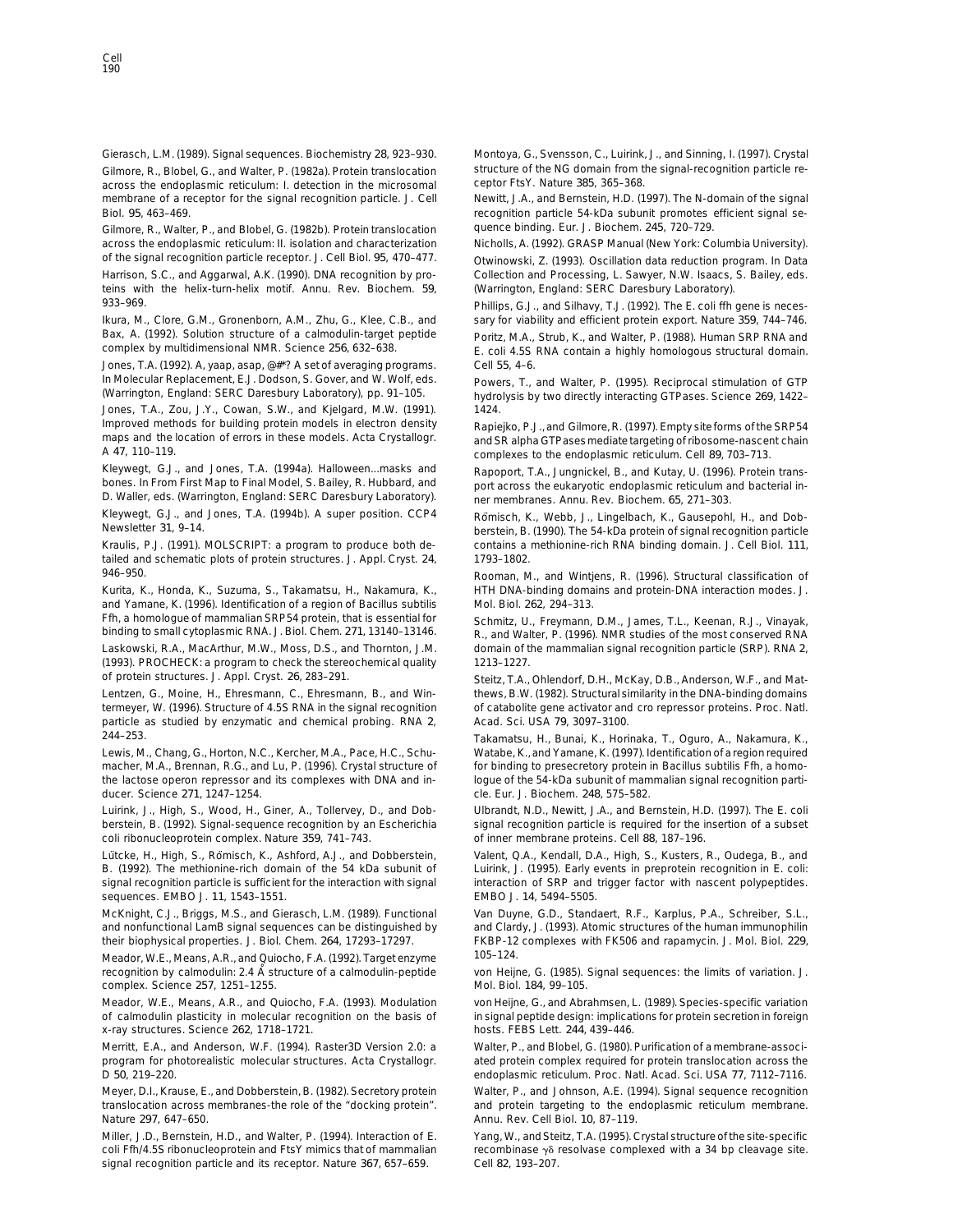Gierasch, L.M. (1989). Signal sequences. Biochemistry 28, 923–930.

Gilmore, R., Blobel, G., and Walter, P. (1982a). Protein translocation across the endoplasmic reticulum: I. detection in the microsomal membrane of a receptor for the signal recognition particle. J. Cell Biol. 95, 463–469.

Gilmore, R., Walter, P., and Blobel, G. (1982b). Protein translocation across the endoplasmic reticulum: II. isolation and characterization of the signal recognition particle receptor. J. Cell Biol. 95, 470–477.

Harrison, S.C., and Aggarwal, A.K. (1990). DNA recognition by proteins with the helix-turn-helix motif. Annu. Rev. Biochem. 59, 933–969.

Ikura, M., Clore, G.M., Gronenborn, A.M., Zhu, G., Klee, C.B., and Bax, A. (1992). Solution structure of a calmodulin-target peptide complex by multidimensional NMR. Science 256, 632–638.

Jones, T.A. (1992). A, yaap, asap, @#*? A set of averaging programs. In Molecular Replacement, E.J. Dodson, S. Gover, and W. Wolf, eds. (Warrington, England: SERC Daresbury Laboratory), pp. 91–105.

Jones, T.A., Zou, J.Y., Cowan, S.W., and Kjelgard, M.W. (1991). Improved methods for building protein models in electron density maps and the location of errors in these models. Acta Crystallogr. A 47, 110–119.

Kleywegt, G.J., and Jones, T.A. (1994a). Halloween...masks and bones. In From First Map to Final Model, S. Bailey, R. Hubbard, and D. Waller, eds. (Warrington, England: SERC Daresbury Laboratory).

Kleywegt, G.J., and Jones, T.A. (1994b). A super position. CCP4 Newsletter 31, 9–14.

Kraulis, P.J. (1991). MOLSCRIPT: a program to produce both detailed and schematic plots of protein structures. J. Appl. Cryst. 24, 946–950.

Kurita, K., Honda, K., Suzuma, S., Takamatsu, H., Nakamura, K., and Yamane, K. (1996). Identification of a region of Bacillus subtilis Ffh, a homologue of mammalian SRP54 protein, that is essential for binding to small cytoplasmic RNA. J. Biol. Chem. 271, 13140–13146.

Laskowski, R.A., MacArthur, M.W., Moss, D.S., and Thornton, J.M. (1993). PROCHECK: a program to check the stereochemical quality of protein structures. J. Appl. Cryst. 26, 283–291.

Lentzen, G., Moine, H., Ehresmann, C., Ehresmann, B., and Wintermeyer, W. (1996). Structure of 4.5S RNA in the signal recognition particle as studied by enzymatic and chemical probing. RNA 2, 244–253.

Lewis, M., Chang, G., Horton, N.C., Kercher, M.A., Pace, H.C., Schumacher, M.A., Brennan, R.G., and Lu, P. (1996). Crystal structure of the lactose operon repressor and its complexes with DNA and inducer. Science 271, 1247–1254.

Luirink, J., High, S., Wood, H., Giner, A., Tollervey, D., and Dobberstein, B. (1992). Signal-sequence recognition by an Escherichia coli ribonucleoprotein complex. Nature 359, 741–743.

Lütcke, H., High, S., Römisch, K., Ashford, A.J., and Dobberstein, B. (1992). The methionine-rich domain of the 54 kDa subunit of signal recognition particle is sufficient for the interaction with signal sequences. EMBO J. 11, 1543–1551.

McKnight, C.J., Briggs, M.S., and Gierasch, L.M. (1989). Functional and nonfunctional LamB signal sequences can be distinguished by their biophysical properties. J. Biol. Chem. 264, 17293–17297.

Meador, W.E., Means, A.R., and Quiocho, F.A. (1992). Target enzyme recognition by calmodulin: 2.4 Å structure of a calmodulin-peptide complex. Science 257, 1251–1255.

Meador, W.E., Means, A.R., and Quiocho, F.A. (1993). Modulation of calmodulin plasticity in molecular recognition on the basis of x-ray structures. Science 262, 1718–1721.

Merritt, E.A., and Anderson, W.F. (1994). Raster3D Version 2.0: a program for photorealistic molecular structures. Acta Crystallogr. D 50, 219–220.

Meyer, D.I., Krause, E., and Dobberstein, B. (1982). Secretory protein translocation across membranes-the role of the "docking protein". Nature 297, 647–650.

Miller, J.D., Bernstein, H.D., and Walter, P. (1994). Interaction of E. coli Ffh/4.5S ribonucleoprotein and FtsY mimics that of mammalian signal recognition particle and its receptor. Nature 367, 657–659.

Montoya, G., Svensson, C., Luirink, J., and Sinning, I. (1997). Crystal structure of the NG domain from the signal-recognition particle receptor FtsY. Nature 385, 365–368.

Newitt, J.A., and Bernstein, H.D. (1997). The N-domain of the signal recognition particle 54-kDa subunit promotes efficient signal sequence binding. Eur. J. Biochem. 245, 720–729.

Nicholls, A. (1992). GRASP Manual (New York: Columbia University).

Otwinowski, Z. (1993). Oscillation data reduction program. In Data Collection and Processing, L. Sawyer, N.W. Isaacs, S. Bailey, eds. (Warrington, England: SERC Daresbury Laboratory).

Phillips, G.J., and Silhavy, T.J. (1992). The E. coli ffh gene is necessary for viability and efficient protein export. Nature 359, 744–746.

Poritz, M.A., Strub, K., and Walter, P. (1988). Human SRP RNA and E. coli 4.5S RNA contain a highly homologous structural domain. Cell 55, 4–6.

Powers, T., and Walter, P. (1995). Reciprocal stimulation of GTP hydrolysis by two directly interacting GTPases. Science 269, 1422–1424.

Rapiejko, P.J., and Gilmore, R. (1997). Empty site forms of the SRP54 and SR alpha GTPases mediate targeting of ribosome-nascent chain complexes to the endoplasmic reticulum. Cell 89, 703–713.

Rapoport, T.A., Jungnickel, B., and Kutay, U. (1996). Protein transport across the eukaryotic endoplasmic reticulum and bacterial inner membranes. Annu. Rev. Biochem. 65, 271–303.

Römisch, K., Webb, J., Lingelbach, K., Gausepohl, H., and Dobberstein, B. (1990). The 54-kDa protein of signal recognition particle contains a methionine-rich RNA binding domain. J. Cell Biol. 111, 1793–1802.

Rooman, M., and Wintjens, R. (1996). Structural classification of HTH DNA-binding domains and protein-DNA interaction modes. J. Mol. Biol. 262, 294–313.

Schmitz, U., Freymann, D.M., James, T.L., Keenan, R.J., Vinayak, R., and Walter, P. (1996). NMR studies of the most conserved RNA domain of the mammalian signal recognition particle (SRP). RNA 2, 1213–1227.

Steitz, T.A., Ohlendorf, D.H., McKay, D.B., Anderson, W.F., and Matthews, B.W. (1982). Structural similarity in the DNA-binding domains of catabolite gene activator and cro repressor proteins. Proc. Natl. Acad. Sci. USA 79, 3097–3100.

Takamatsu, H., Bunai, K., Horinaka, T., Oguro, A., Nakamura, K., Watabe, K., and Yamane, K. (1997). Identification of a region required for binding to presecretory protein in Bacillus subtilis Ffh, a homologue of the 54-kDa subunit of mammalian signal recognition particle. Eur. J. Biochem. 248, 575–582.

Ulbrandt, N.D., Newitt, J.A., and Bernstein, H.D. (1997). The E. coli signal recognition particle is required for the insertion of a subset of inner membrane proteins. Cell 88, 187–196.

Valent, Q.A., Kendall, D.A., High, S., Kusters, R., Oudega, B., and Luirink, J. (1995). Early events in preprotein recognition in E. coli: interaction of SRP and trigger factor with nascent polypeptides. EMBO J. 14, 5494–5505.

Van Duyne, G.D., Standaert, R.F., Karplus, P.A., Schreiber, S.L., and Clardy, J. (1993). Atomic structures of the human immunophilin FKBP-12 complexes with FK506 and rapamycin. J. Mol. Biol. 229, 105–124.

von Heijne, G. (1985). Signal sequences: the limits of variation. J. Mol. Biol. 184, 99–105.

von Heijne, G., and Abrahmsen, L. (1989). Species-specific variation in signal peptide design: implications for protein secretion in foreign hosts. FEBS Lett. 244, 439–446.

Walter, P., and Blobel, G. (1980). Purification of a membrane-associated protein complex required for protein translocation across the endoplasmic reticulum. Proc. Natl. Acad. Sci. USA 77, 7112–7116.

Walter, P., and Johnson, A.E. (1994). Signal sequence recognition and protein targeting to the endoplasmic reticulum membrane. Annu. Rev. Cell Biol. 10, 87–119.

Yang, W., and Steitz, T.A. (1995). Crystal structure of the site-specific recombinase $\gamma\delta$ resolvase complexed with a 34 bp cleavage site. Cell 82, 193–207.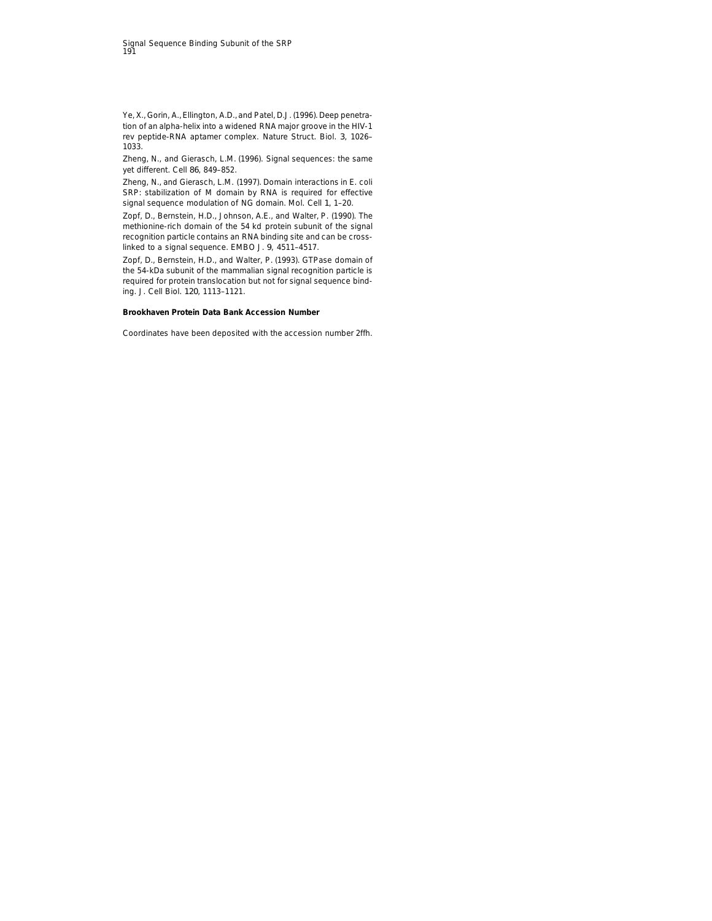Ye, X., Gorin, A., Ellington, A.D., and Patel, D.J. (1996). Deep penetration of an alpha-helix into a widened RNA major groove in the HIV-1 rev peptide-RNA aptamer complex. Nature Struct. Biol. 3, 1026–1033.

Zheng, N., and Gierasch, L.M. (1996). Signal sequences: the same yet different. Cell 86, 849–852.

Zheng, N., and Gierasch, L.M. (1997). Domain interactions in E. coli SRP: stabilization of M domain by RNA is required for effective signal sequence modulation of NG domain. Mol. Cell 1, 1–20.

Zopf, D., Bernstein, H.D., Johnson, A.E., and Walter, P. (1990). The methionine-rich domain of the 54 kd protein subunit of the signal recognition particle contains an RNA binding site and can be cross-linked to a signal sequence. EMBO J. 9, 4511–4517.

Zopf, D., Bernstein, H.D., and Walter, P. (1993). GTPase domain of the 54-kDa subunit of the mammalian signal recognition particle is required for protein translocation but not for signal sequence binding. J. Cell Biol. 120, 1113–1121.

**Brookhaven Protein Data Bank Accession Number**

Coordinates have been deposited with the accession number 2ffh.